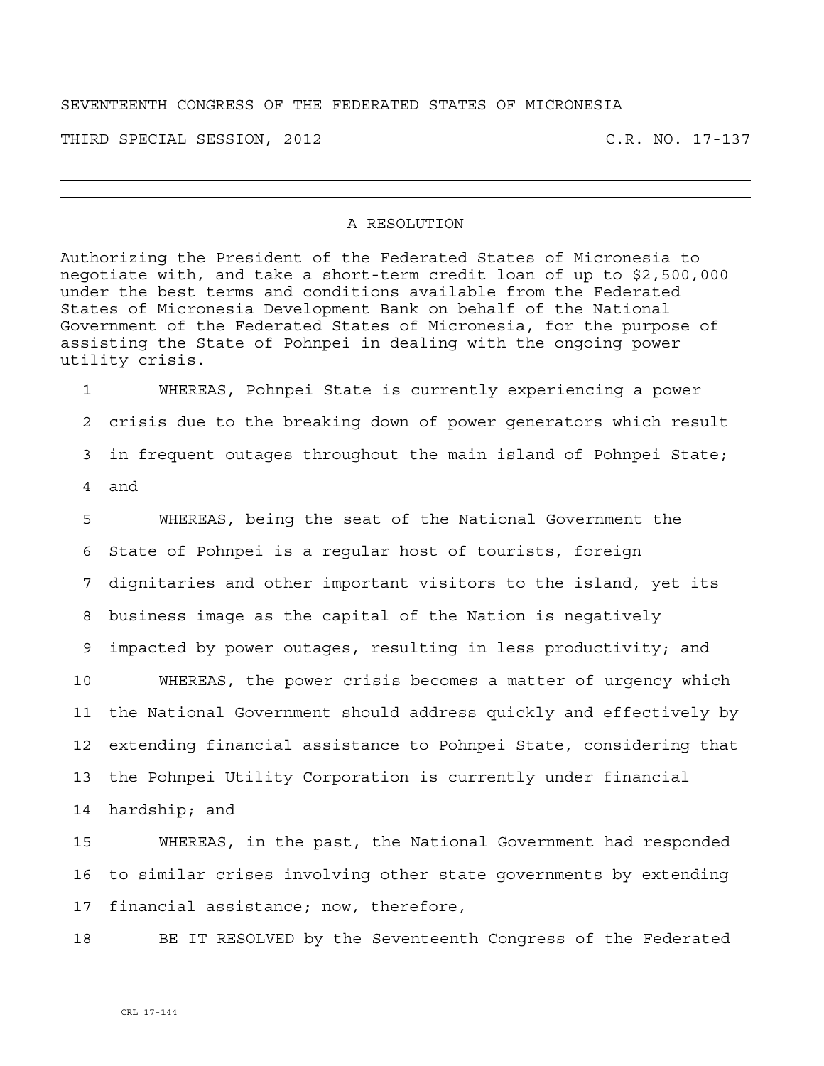SEVENTEENTH CONGRESS OF THE FEDERATED STATES OF MICRONESIA

THIRD SPECIAL SESSION, 2012 C.R. NO. 17-137

---

## A RESOLUTION

Authorizing the President of the Federated States of Micronesia to negotiate with, and take a short-term credit loan of up to $2,500,000 under the best terms and conditions available from the Federated States of Micronesia Development Bank on behalf of the National Government of the Federated States of Micronesia, for the purpose of assisting the State of Pohnpei in dealing with the ongoing power utility crisis.

1 WHEREAS, Pohnpei State is currently experiencing a power
2 crisis due to the breaking down of power generators which result
3 in frequent outages throughout the main island of Pohnpei State;
4 and

5 WHEREAS, being the seat of the National Government the
6 State of Pohnpei is a regular host of tourists, foreign
7 dignitaries and other important visitors to the island, yet its
8 business image as the capital of the Nation is negatively
9 impacted by power outages, resulting in less productivity; and

10 WHEREAS, the power crisis becomes a matter of urgency which
11 the National Government should address quickly and effectively by
12 extending financial assistance to Pohnpei State, considering that
13 the Pohnpei Utility Corporation is currently under financial
14 hardship; and

15 WHEREAS, in the past, the National Government had responded
16 to similar crises involving other state governments by extending
17 financial assistance; now, therefore,

18 BE IT RESOLVED by the Seventeenth Congress of the Federated

CRL 17-144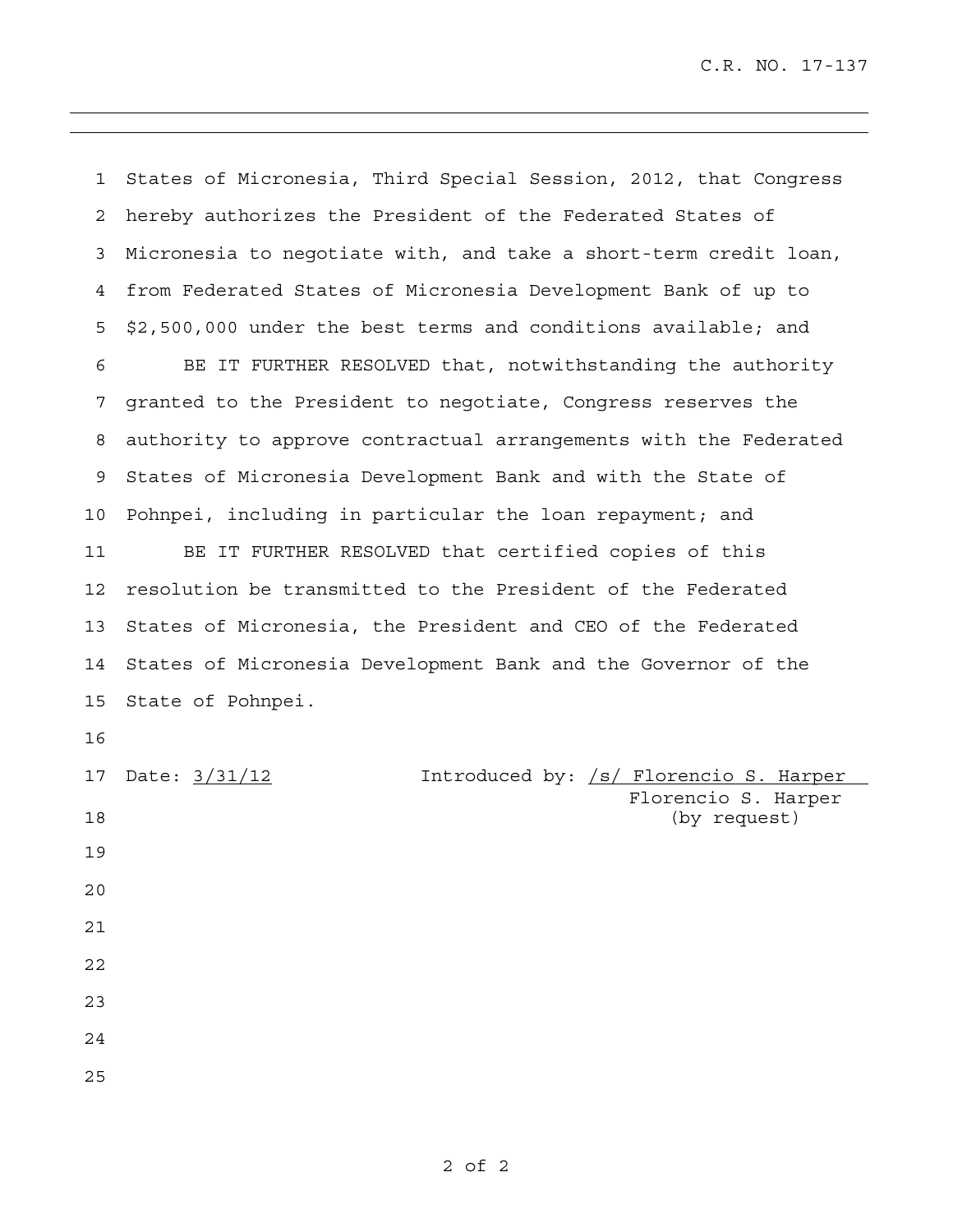States of Micronesia, Third Special Session, 2012, that Congress hereby authorizes the President of the Federated States of Micronesia to negotiate with, and take a short-term credit loan, from Federated States of Micronesia Development Bank of up to $2,500,000 under the best terms and conditions available; and

BE IT FURTHER RESOLVED that, notwithstanding the authority granted to the President to negotiate, Congress reserves the authority to approve contractual arrangements with the Federated States of Micronesia Development Bank and with the State of Pohnpei, including in particular the loan repayment; and

BE IT FURTHER RESOLVED that certified copies of this resolution be transmitted to the President of the Federated States of Micronesia, the President and CEO of the Federated States of Micronesia Development Bank and the Governor of the State of Pohnpei.

Date: 3/31/12

Introduced by: /s/ Florencio S. Harper
Florencio S. Harper
(by request)